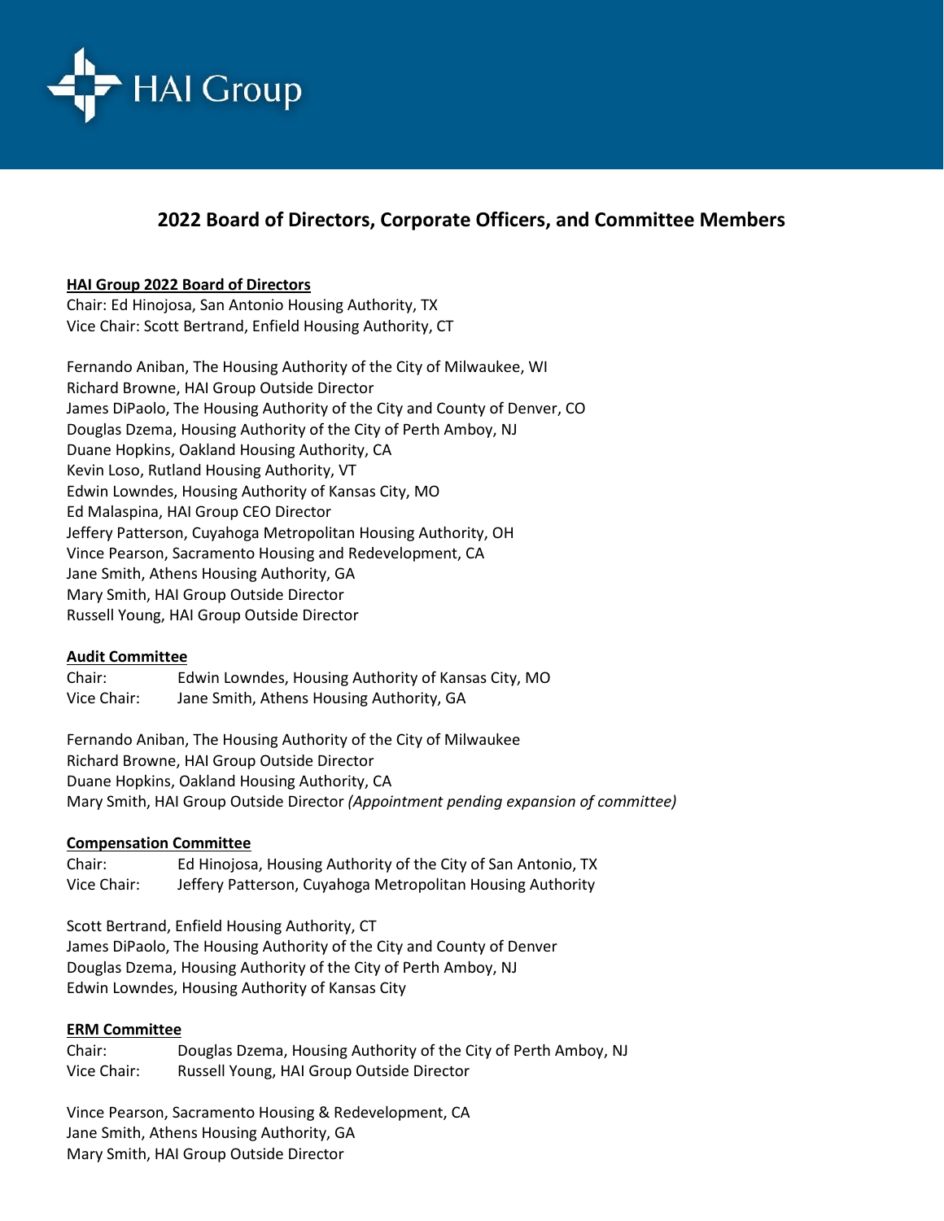HAI Group

## 2022 Board of Directors, Corporate Officers, and Committee Members

**HAI Group 2022 Board of Directors**

Chair: Ed Hinojosa, San Antonio Housing Authority, TX
Vice Chair: Scott Bertrand, Enfield Housing Authority, CT

Fernando Aniban, The Housing Authority of the City of Milwaukee, WI
Richard Browne, HAI Group Outside Director
James DiPaolo, The Housing Authority of the City and County of Denver, CO
Douglas Dzema, Housing Authority of the City of Perth Amboy, NJ
Duane Hopkins, Oakland Housing Authority, CA
Kevin Loso, Rutland Housing Authority, VT
Edwin Lowndes, Housing Authority of Kansas City, MO
Ed Malaspina, HAI Group CEO Director
Jeffery Patterson, Cuyahoga Metropolitan Housing Authority, OH
Vince Pearson, Sacramento Housing and Redevelopment, CA
Jane Smith, Athens Housing Authority, GA
Mary Smith, HAI Group Outside Director
Russell Young, HAI Group Outside Director

**Audit Committee**

Chair: Edwin Lowndes, Housing Authority of Kansas City, MO
Vice Chair: Jane Smith, Athens Housing Authority, GA

Fernando Aniban, The Housing Authority of the City of Milwaukee
Richard Browne, HAI Group Outside Director
Duane Hopkins, Oakland Housing Authority, CA
Mary Smith, HAI Group Outside Director *(Appointment pending expansion of committee)*

**Compensation Committee**

Chair: Ed Hinojosa, Housing Authority of the City of San Antonio, TX
Vice Chair: Jeffery Patterson, Cuyahoga Metropolitan Housing Authority

Scott Bertrand, Enfield Housing Authority, CT
James DiPaolo, The Housing Authority of the City and County of Denver
Douglas Dzema, Housing Authority of the City of Perth Amboy, NJ
Edwin Lowndes, Housing Authority of Kansas City

**ERM Committee**

Chair: Douglas Dzema, Housing Authority of the City of Perth Amboy, NJ
Vice Chair: Russell Young, HAI Group Outside Director

Vince Pearson, Sacramento Housing & Redevelopment, CA
Jane Smith, Athens Housing Authority, GA
Mary Smith, HAI Group Outside Director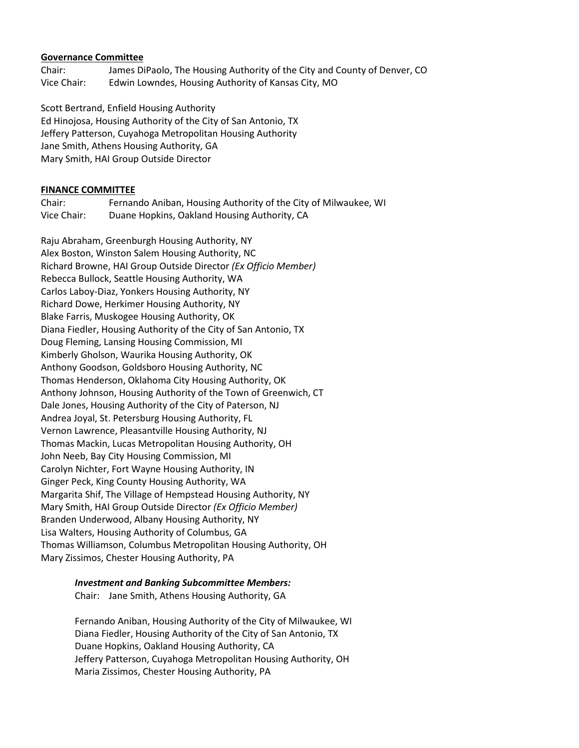**Governance Committee**

Chair: James DiPaolo, The Housing Authority of the City and County of Denver, CO
Vice Chair: Edwin Lowndes, Housing Authority of Kansas City, MO

Scott Bertrand, Enfield Housing Authority
Ed Hinojosa, Housing Authority of the City of San Antonio, TX
Jeffery Patterson, Cuyahoga Metropolitan Housing Authority
Jane Smith, Athens Housing Authority, GA
Mary Smith, HAI Group Outside Director

**FINANCE COMMITTEE**

Chair: Fernando Aniban, Housing Authority of the City of Milwaukee, WI
Vice Chair: Duane Hopkins, Oakland Housing Authority, CA

Raju Abraham, Greenburgh Housing Authority, NY
Alex Boston, Winston Salem Housing Authority, NC
Richard Browne, HAI Group Outside Director *(Ex Officio Member)*
Rebecca Bullock, Seattle Housing Authority, WA
Carlos Laboy-Diaz, Yonkers Housing Authority, NY
Richard Dowe, Herkimer Housing Authority, NY
Blake Farris, Muskogee Housing Authority, OK
Diana Fiedler, Housing Authority of the City of San Antonio, TX
Doug Fleming, Lansing Housing Commission, MI
Kimberly Gholson, Waurika Housing Authority, OK
Anthony Goodson, Goldsboro Housing Authority, NC
Thomas Henderson, Oklahoma City Housing Authority, OK
Anthony Johnson, Housing Authority of the Town of Greenwich, CT
Dale Jones, Housing Authority of the City of Paterson, NJ
Andrea Joyal, St. Petersburg Housing Authority, FL
Vernon Lawrence, Pleasantville Housing Authority, NJ
Thomas Mackin, Lucas Metropolitan Housing Authority, OH
John Neeb, Bay City Housing Commission, MI
Carolyn Nichter, Fort Wayne Housing Authority, IN
Ginger Peck, King County Housing Authority, WA
Margarita Shif, The Village of Hempstead Housing Authority, NY
Mary Smith, HAI Group Outside Director *(Ex Officio Member)*
Branden Underwood, Albany Housing Authority, NY
Lisa Walters, Housing Authority of Columbus, GA
Thomas Williamson, Columbus Metropolitan Housing Authority, OH
Mary Zissimos, Chester Housing Authority, PA

***Investment and Banking Subcommittee Members:***

Chair: Jane Smith, Athens Housing Authority, GA

Fernando Aniban, Housing Authority of the City of Milwaukee, WI
Diana Fiedler, Housing Authority of the City of San Antonio, TX
Duane Hopkins, Oakland Housing Authority, CA
Jeffery Patterson, Cuyahoga Metropolitan Housing Authority, OH
Maria Zissimos, Chester Housing Authority, PA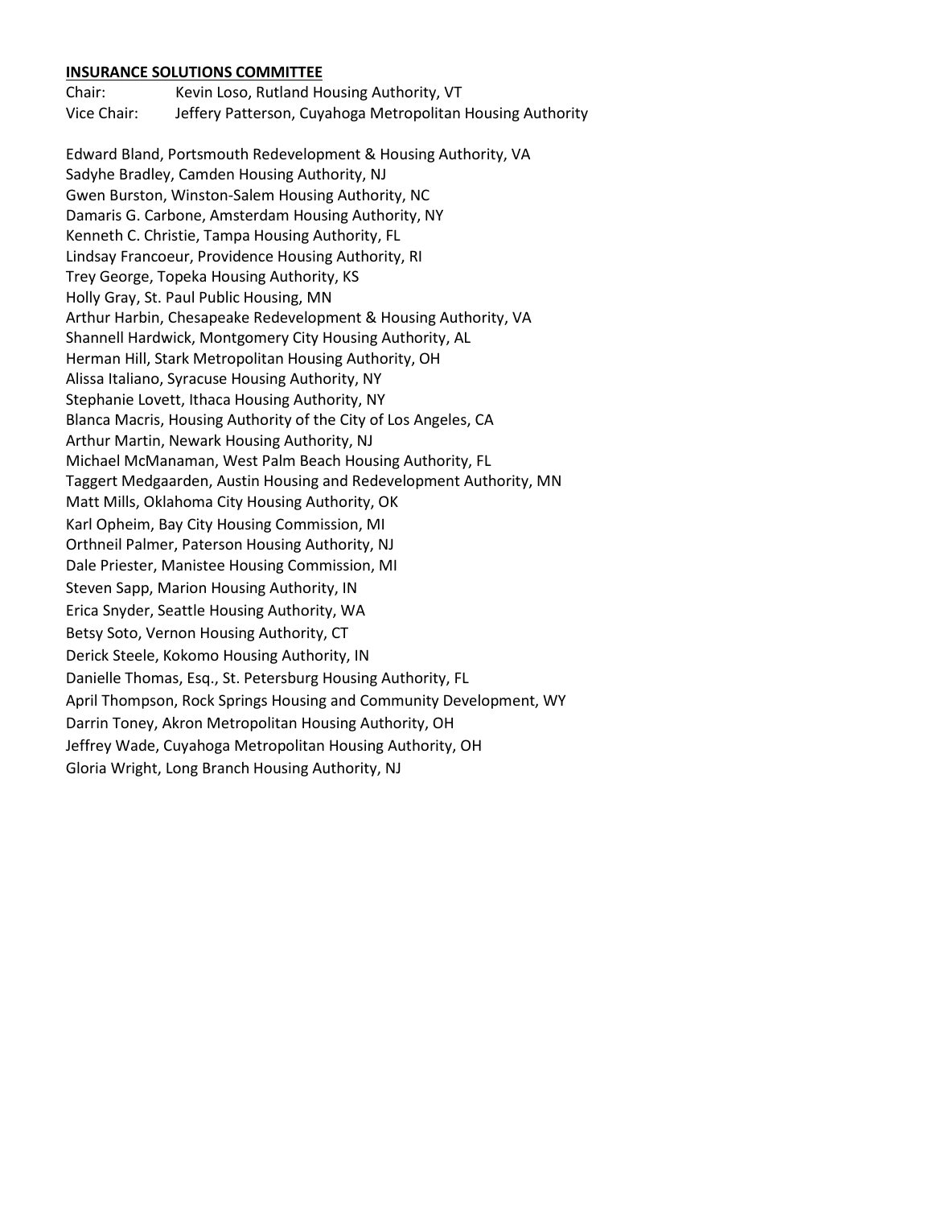**INSURANCE SOLUTIONS COMMITTEE**

Chair: Kevin Loso, Rutland Housing Authority, VT
Vice Chair: Jeffery Patterson, Cuyahoga Metropolitan Housing Authority

Edward Bland, Portsmouth Redevelopment & Housing Authority, VA
Sadyhe Bradley, Camden Housing Authority, NJ
Gwen Burston, Winston-Salem Housing Authority, NC
Damaris G. Carbone, Amsterdam Housing Authority, NY
Kenneth C. Christie, Tampa Housing Authority, FL
Lindsay Francoeur, Providence Housing Authority, RI
Trey George, Topeka Housing Authority, KS
Holly Gray, St. Paul Public Housing, MN
Arthur Harbin, Chesapeake Redevelopment & Housing Authority, VA
Shannell Hardwick, Montgomery City Housing Authority, AL
Herman Hill, Stark Metropolitan Housing Authority, OH
Alissa Italiano, Syracuse Housing Authority, NY
Stephanie Lovett, Ithaca Housing Authority, NY
Blanca Macris, Housing Authority of the City of Los Angeles, CA
Arthur Martin, Newark Housing Authority, NJ
Michael McManaman, West Palm Beach Housing Authority, FL
Taggert Medgaarden, Austin Housing and Redevelopment Authority, MN
Matt Mills, Oklahoma City Housing Authority, OK
Karl Opheim, Bay City Housing Commission, MI
Orthneil Palmer, Paterson Housing Authority, NJ
Dale Priester, Manistee Housing Commission, MI
Steven Sapp, Marion Housing Authority, IN
Erica Snyder, Seattle Housing Authority, WA
Betsy Soto, Vernon Housing Authority, CT
Derick Steele, Kokomo Housing Authority, IN
Danielle Thomas, Esq., St. Petersburg Housing Authority, FL
April Thompson, Rock Springs Housing and Community Development, WY
Darrin Toney, Akron Metropolitan Housing Authority, OH
Jeffrey Wade, Cuyahoga Metropolitan Housing Authority, OH
Gloria Wright, Long Branch Housing Authority, NJ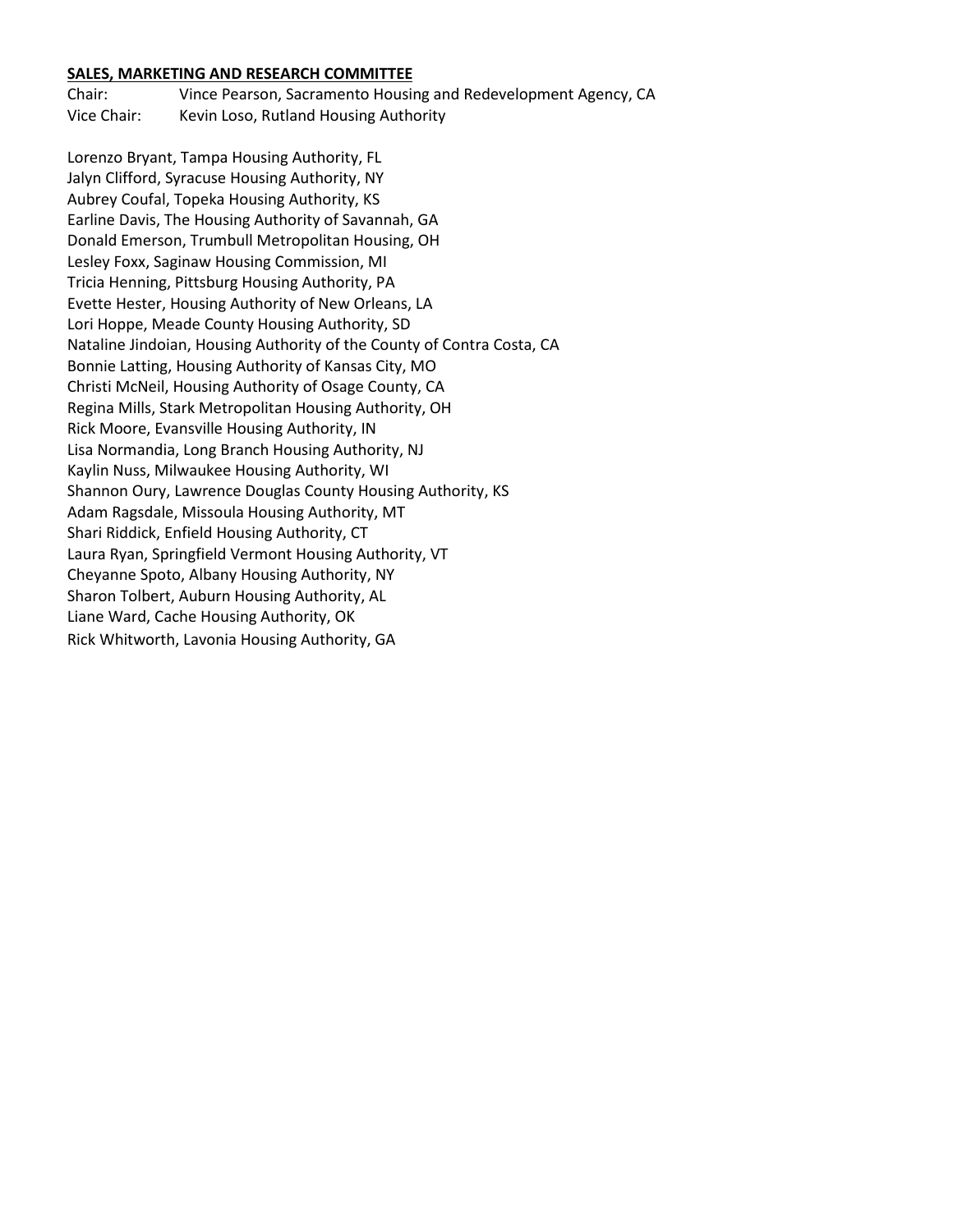**SALES, MARKETING AND RESEARCH COMMITTEE**

Chair: Vince Pearson, Sacramento Housing and Redevelopment Agency, CA
Vice Chair: Kevin Loso, Rutland Housing Authority

Lorenzo Bryant, Tampa Housing Authority, FL
Jalyn Clifford, Syracuse Housing Authority, NY
Aubrey Coufal, Topeka Housing Authority, KS
Earline Davis, The Housing Authority of Savannah, GA
Donald Emerson, Trumbull Metropolitan Housing, OH
Lesley Foxx, Saginaw Housing Commission, MI
Tricia Henning, Pittsburg Housing Authority, PA
Evette Hester, Housing Authority of New Orleans, LA
Lori Hoppe, Meade County Housing Authority, SD
Nataline Jindoian, Housing Authority of the County of Contra Costa, CA
Bonnie Latting, Housing Authority of Kansas City, MO
Christi McNeil, Housing Authority of Osage County, CA
Regina Mills, Stark Metropolitan Housing Authority, OH
Rick Moore, Evansville Housing Authority, IN
Lisa Normandia, Long Branch Housing Authority, NJ
Kaylin Nuss, Milwaukee Housing Authority, WI
Shannon Oury, Lawrence Douglas County Housing Authority, KS
Adam Ragsdale, Missoula Housing Authority, MT
Shari Riddick, Enfield Housing Authority, CT
Laura Ryan, Springfield Vermont Housing Authority, VT
Cheyanne Spoto, Albany Housing Authority, NY
Sharon Tolbert, Auburn Housing Authority, AL
Liane Ward, Cache Housing Authority, OK
Rick Whitworth, Lavonia Housing Authority, GA